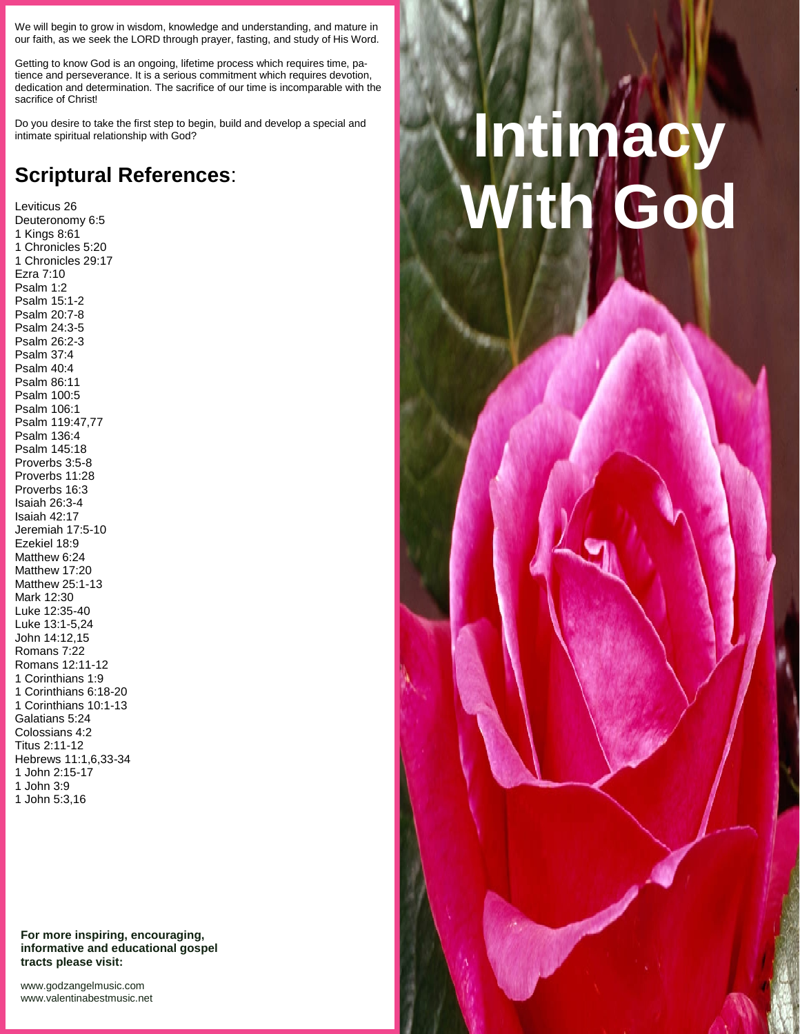We will begin to grow in wisdom, knowledge and understanding, and mature in our faith, as we seek the LORD through prayer, fasting, and study of His Word.

Getting to know God is an ongoing, lifetime process which requires time, patience and perseverance. It is a serious commitment which requires devotion, dedication and determination. The sacrifice of our time is incomparable with the sacrifice of Christ!

Do you desire to take the first step to begin, build and develop a special and intimate spiritual relationship with God?

## Scriptural References:

Leviticus 26
Deuteronomy 6:5
1 Kings 8:61
1 Chronicles 5:20
1 Chronicles 29:17
Ezra 7:10
Psalm 1:2
Psalm 15:1-2
Psalm 20:7-8
Psalm 24:3-5
Psalm 26:2-3
Psalm 37:4
Psalm 40:4
Psalm 86:11
Psalm 100:5
Psalm 106:1
Psalm 119:47,77
Psalm 136:4
Psalm 145:18
Proverbs 3:5-8
Proverbs 11:28
Proverbs 16:3
Isaiah 26:3-4
Isaiah 42:17
Jeremiah 17:5-10
Ezekiel 18:9
Matthew 6:24
Matthew 17:20
Matthew 25:1-13
Mark 12:30
Luke 12:35-40
Luke 13:1-5,24
John 14:12,15
Romans 7:22
Romans 12:11-12
1 Corinthians 1:9
1 Corinthians 6:18-20
1 Corinthians 10:1-13
Galatians 5:24
Colossians 4:2
Titus 2:11-12
Hebrews 11:1,6,33-34
1 John 2:15-17
1 John 3:9
1 John 5:3,16

**For more inspiring, encouraging, informative and educational gospel tracts please visit:**

www.godzangelmusic.com
www.valentinabestmusic.net

# Intimacy With God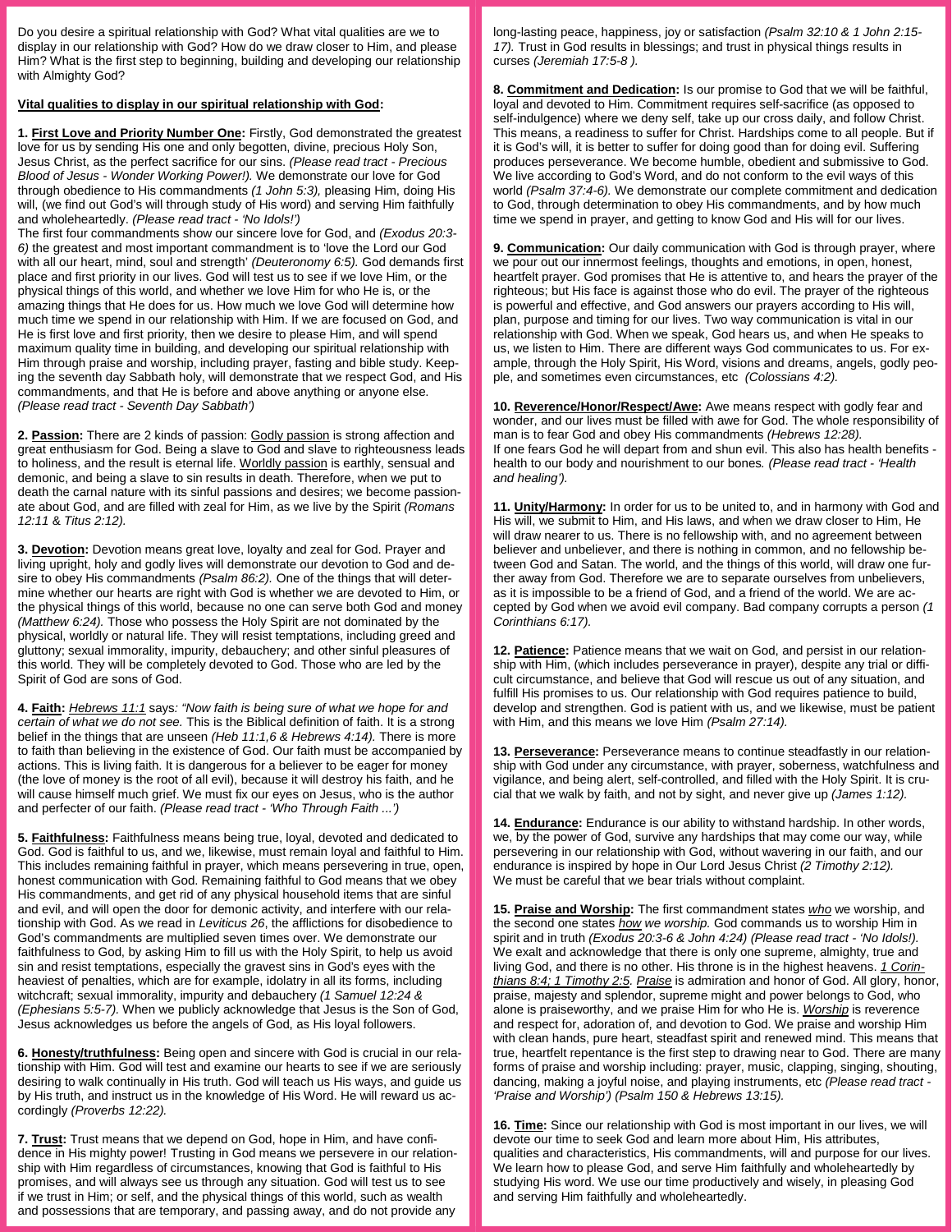Do you desire a spiritual relationship with God? What vital qualities are we to display in our relationship with God? How do we draw closer to Him, and please Him? What is the first step to beginning, building and developing our relationship with Almighty God?

**Vital qualities to display in our spiritual relationship with God:**

**1. First Love and Priority Number One:** Firstly, God demonstrated the greatest love for us by sending His one and only begotten, divine, precious Holy Son, Jesus Christ, as the perfect sacrifice for our sins. *(Please read tract - Precious Blood of Jesus - Wonder Working Power!).* We demonstrate our love for God through obedience to His commandments *(1 John 5:3),* pleasing Him, doing His will, (we find out God's will through study of His word) and serving Him faithfully and wholeheartedly. *(Please read tract - 'No Idols!')*
The first four commandments show our sincere love for God, and *(Exodus 20:3-6)* the greatest and most important commandment is to 'love the Lord our God with all our heart, mind, soul and strength' *(Deuteronomy 6:5).* God demands first place and first priority in our lives. God will test us to see if we love Him, or the physical things of this world, and whether we love Him for who He is, or the amazing things that He does for us. How much we love God will determine how much time we spend in our relationship with Him. If we are focused on God, and He is first love and first priority, then we desire to please Him, and will spend maximum quality time in building, and developing our spiritual relationship with Him through praise and worship, including prayer, fasting and bible study. Keeping the seventh day Sabbath holy, will demonstrate that we respect God, and His commandments, and that He is before and above anything or anyone else. *(Please read tract - Seventh Day Sabbath')*

**2. Passion:** There are 2 kinds of passion: Godly passion is strong affection and great enthusiasm for God. Being a slave to God and slave to righteousness leads to holiness, and the result is eternal life. Worldly passion is earthly, sensual and demonic, and being a slave to sin results in death. Therefore, when we put to death the carnal nature with its sinful passions and desires; we become passionate about God, and are filled with zeal for Him, as we live by the Spirit *(Romans 12:11 & Titus 2:12).*

**3. Devotion:** Devotion means great love, loyalty and zeal for God. Prayer and living upright, holy and godly lives will demonstrate our devotion to God and desire to obey His commandments *(Psalm 86:2).* One of the things that will determine whether our hearts are right with God is whether we are devoted to Him, or the physical things of this world, because no one can serve both God and money *(Matthew 6:24).* Those who possess the Holy Spirit are not dominated by the physical, worldly or natural life. They will resist temptations, including greed and gluttony; sexual immorality, impurity, debauchery; and other sinful pleasures of this world. They will be completely devoted to God. Those who are led by the Spirit of God are sons of God.

**4. Faith:** *Hebrews 11:1* says*: "Now faith is being sure of what we hope for and certain of what we do not see.* This is the Biblical definition of faith. It is a strong belief in the things that are unseen *(Heb 11:1,6 & Hebrews 4:14).* There is more to faith than believing in the existence of God. Our faith must be accompanied by actions. This is living faith. It is dangerous for a believer to be eager for money (the love of money is the root of all evil), because it will destroy his faith, and he will cause himself much grief. We must fix our eyes on Jesus, who is the author and perfecter of our faith. *(Please read tract - 'Who Through Faith ...')*

**5. Faithfulness:** Faithfulness means being true, loyal, devoted and dedicated to God. God is faithful to us, and we, likewise, must remain loyal and faithful to Him. This includes remaining faithful in prayer, which means persevering in true, open, honest communication with God. Remaining faithful to God means that we obey His commandments, and get rid of any physical household items that are sinful and evil, and will open the door for demonic activity, and interfere with our relationship with God. As we read in *Leviticus 26*, the afflictions for disobedience to God's commandments are multiplied seven times over. We demonstrate our faithfulness to God, by asking Him to fill us with the Holy Spirit, to help us avoid sin and resist temptations, especially the gravest sins in God's eyes with the heaviest of penalties, which are for example, idolatry in all its forms, including witchcraft; sexual immorality, impurity and debauchery *(1 Samuel 12:24 & (Ephesians 5:5-7).* When we publicly acknowledge that Jesus is the Son of God, Jesus acknowledges us before the angels of God, as His loyal followers.

**6. Honesty/truthfulness:** Being open and sincere with God is crucial in our relationship with Him. God will test and examine our hearts to see if we are seriously desiring to walk continually in His truth. God will teach us His ways, and guide us by His truth, and instruct us in the knowledge of His Word. He will reward us accordingly *(Proverbs 12:22).*

**7. Trust:** Trust means that we depend on God, hope in Him, and have confidence in His mighty power! Trusting in God means we persevere in our relationship with Him regardless of circumstances, knowing that God is faithful to His promises, and will always see us through any situation. God will test us to see if we trust in Him; or self, and the physical things of this world, such as wealth and possessions that are temporary, and passing away, and do not provide any long-lasting peace, happiness, joy or satisfaction *(Psalm 32:10 & 1 John 2:15-17).* Trust in God results in blessings; and trust in physical things results in curses *(Jeremiah 17:5-8 ).*

**8. Commitment and Dedication:** Is our promise to God that we will be faithful, loyal and devoted to Him. Commitment requires self-sacrifice (as opposed to self-indulgence) where we deny self, take up our cross daily, and follow Christ. This means, a readiness to suffer for Christ. Hardships come to all people. But if it is God's will, it is better to suffer for doing good than for doing evil. Suffering produces perseverance. We become humble, obedient and submissive to God. We live according to God's Word, and do not conform to the evil ways of this world *(Psalm 37:4-6).* We demonstrate our complete commitment and dedication to God, through determination to obey His commandments, and by how much time we spend in prayer, and getting to know God and His will for our lives.

**9. Communication:** Our daily communication with God is through prayer, where we pour out our innermost feelings, thoughts and emotions, in open, honest, heartfelt prayer. God promises that He is attentive to, and hears the prayer of the righteous; but His face is against those who do evil. The prayer of the righteous is powerful and effective, and God answers our prayers according to His will, plan, purpose and timing for our lives. Two way communication is vital in our relationship with God. When we speak, God hears us, and when He speaks to us, we listen to Him. There are different ways God communicates to us. For example, through the Holy Spirit, His Word, visions and dreams, angels, godly people, and sometimes even circumstances, etc *(Colossians 4:2).*

**10. Reverence/Honor/Respect/Awe:** Awe means respect with godly fear and wonder, and our lives must be filled with awe for God. The whole responsibility of man is to fear God and obey His commandments *(Hebrews 12:28).*
If one fears God he will depart from and shun evil. This also has health benefits - health to our body and nourishment to our bones*. (Please read tract - 'Health and healing').*

**11. Unity/Harmony:** In order for us to be united to, and in harmony with God and His will, we submit to Him, and His laws, and when we draw closer to Him, He will draw nearer to us. There is no fellowship with, and no agreement between believer and unbeliever, and there is nothing in common, and no fellowship between God and Satan. The world, and the things of this world, will draw one further away from God. Therefore we are to separate ourselves from unbelievers, as it is impossible to be a friend of God, and a friend of the world. We are accepted by God when we avoid evil company. Bad company corrupts a person *(1 Corinthians 6:17).*

**12. Patience:** Patience means that we wait on God, and persist in our relationship with Him, (which includes perseverance in prayer), despite any trial or difficult circumstance, and believe that God will rescue us out of any situation, and fulfill His promises to us. Our relationship with God requires patience to build, develop and strengthen. God is patient with us, and we likewise, must be patient with Him, and this means we love Him *(Psalm 27:14).*

**13. Perseverance:** Perseverance means to continue steadfastly in our relationship with God under any circumstance, with prayer, soberness, watchfulness and vigilance, and being alert, self-controlled, and filled with the Holy Spirit. It is crucial that we walk by faith, and not by sight, and never give up *(James 1:12).*

**14. Endurance:** Endurance is our ability to withstand hardship. In other words, we, by the power of God, survive any hardships that may come our way, while persevering in our relationship with God, without wavering in our faith, and our endurance is inspired by hope in Our Lord Jesus Christ *(2 Timothy 2:12).*
We must be careful that we bear trials without complaint.

**15. Praise and Worship:** The first commandment states *who* we worship, and the second one states *how we worship.* God commands us to worship Him in spirit and in truth *(Exodus 20:3-6 & John 4:24) (Please read tract - 'No Idols!).* We exalt and acknowledge that there is only one supreme, almighty, true and living God, and there is no other. His throne is in the highest heavens. *1 Corinthians 8:4; 1 Timothy 2:5. Praise* is admiration and honor of God. All glory, honor, praise, majesty and splendor, supreme might and power belongs to God, who alone is praiseworthy, and we praise Him for who He is. *Worship* is reverence and respect for, adoration of, and devotion to God. We praise and worship Him with clean hands, pure heart, steadfast spirit and renewed mind. This means that true, heartfelt repentance is the first step to drawing near to God. There are many forms of praise and worship including: prayer, music, clapping, singing, shouting, dancing, making a joyful noise, and playing instruments, etc *(Please read tract - 'Praise and Worship') (Psalm 150 & Hebrews 13:15).*

**16. Time:** Since our relationship with God is most important in our lives, we will devote our time to seek God and learn more about Him, His attributes, qualities and characteristics, His commandments, will and purpose for our lives. We learn how to please God, and serve Him faithfully and wholeheartedly by studying His word. We use our time productively and wisely, in pleasing God and serving Him faithfully and wholeheartedly.